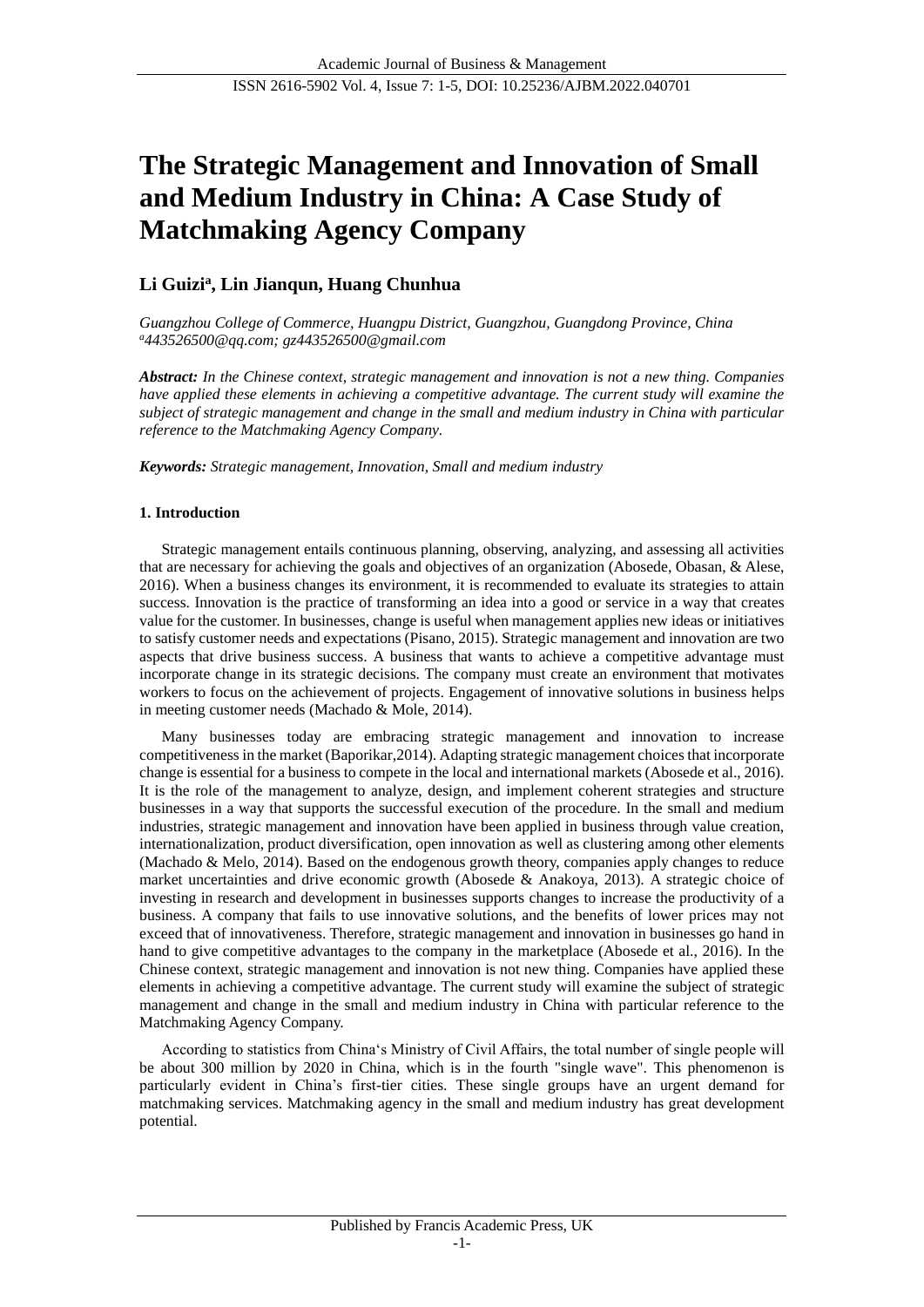# The Strategic Management and Innovation of Small and Medium Industry in China: A Case Study of Matchmaking Agency Company

**Li Guizi[a], Lin Jianqun, Huang Chunhua**

*Guangzhou College of Commerce, Huangpu District, Guangzhou, Guangdong Province, China*
*[a]443526500@qq.com; gz443526500@gmail.com*

***Abstract:*** *In the Chinese context, strategic management and innovation is not a new thing. Companies have applied these elements in achieving a competitive advantage. The current study will examine the subject of strategic management and change in the small and medium industry in China with particular reference to the Matchmaking Agency Company.*

***Keywords:*** *Strategic management, Innovation, Small and medium industry*

## 1. Introduction

Strategic management entails continuous planning, observing, analyzing, and assessing all activities that are necessary for achieving the goals and objectives of an organization (Abosede, Obasan, & Alese, 2016). When a business changes its environment, it is recommended to evaluate its strategies to attain success. Innovation is the practice of transforming an idea into a good or service in a way that creates value for the customer. In businesses, change is useful when management applies new ideas or initiatives to satisfy customer needs and expectations (Pisano, 2015). Strategic management and innovation are two aspects that drive business success. A business that wants to achieve a competitive advantage must incorporate change in its strategic decisions. The company must create an environment that motivates workers to focus on the achievement of projects. Engagement of innovative solutions in business helps in meeting customer needs (Machado & Mole, 2014).

Many businesses today are embracing strategic management and innovation to increase competitiveness in the market (Baporikar,2014). Adapting strategic management choices that incorporate change is essential for a business to compete in the local and international markets (Abosede et al., 2016). It is the role of the management to analyze, design, and implement coherent strategies and structure businesses in a way that supports the successful execution of the procedure. In the small and medium industries, strategic management and innovation have been applied in business through value creation, internationalization, product diversification, open innovation as well as clustering among other elements (Machado & Melo, 2014). Based on the endogenous growth theory, companies apply changes to reduce market uncertainties and drive economic growth (Abosede & Anakoya, 2013). A strategic choice of investing in research and development in businesses supports changes to increase the productivity of a business. A company that fails to use innovative solutions, and the benefits of lower prices may not exceed that of innovativeness. Therefore, strategic management and innovation in businesses go hand in hand to give competitive advantages to the company in the marketplace (Abosede et al., 2016). In the Chinese context, strategic management and innovation is not new thing. Companies have applied these elements in achieving a competitive advantage. The current study will examine the subject of strategic management and change in the small and medium industry in China with particular reference to the Matchmaking Agency Company.

According to statistics from China‘s Ministry of Civil Affairs, the total number of single people will be about 300 million by 2020 in China, which is in the fourth "single wave". This phenomenon is particularly evident in China’s first-tier cities. These single groups have an urgent demand for matchmaking services. Matchmaking agency in the small and medium industry has great development potential.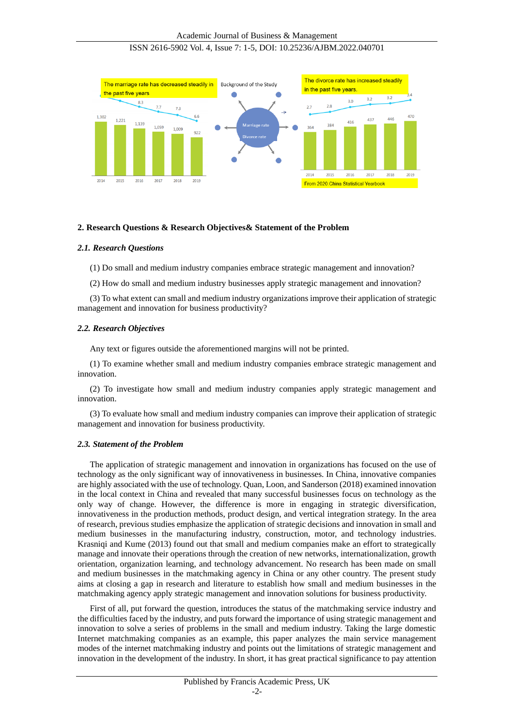## 2. Research Questions & Research Objectives& Statement of the Problem

### *2.1. Research Questions*

(1) Do small and medium industry companies embrace strategic management and innovation?

(2) How do small and medium industry businesses apply strategic management and innovation?

(3) To what extent can small and medium industry organizations improve their application of strategic management and innovation for business productivity?

### *2.2. Research Objectives*

Any text or figures outside the aforementioned margins will not be printed.

(1) To examine whether small and medium industry companies embrace strategic management and innovation.

(2) To investigate how small and medium industry companies apply strategic management and innovation.

(3) To evaluate how small and medium industry companies can improve their application of strategic management and innovation for business productivity.

### *2.3. Statement of the Problem*

The application of strategic management and innovation in organizations has focused on the use of technology as the only significant way of innovativeness in businesses. In China, innovative companies are highly associated with the use of technology. Quan, Loon, and Sanderson (2018) examined innovation in the local context in China and revealed that many successful businesses focus on technology as the only way of change. However, the difference is more in engaging in strategic diversification, innovativeness in the production methods, product design, and vertical integration strategy. In the area of research, previous studies emphasize the application of strategic decisions and innovation in small and medium businesses in the manufacturing industry, construction, motor, and technology industries. Krasniqi and Kume (2013) found out that small and medium companies make an effort to strategically manage and innovate their operations through the creation of new networks, internationalization, growth orientation, organization learning, and technology advancement. No research has been made on small and medium businesses in the matchmaking agency in China or any other country. The present study aims at closing a gap in research and literature to establish how small and medium businesses in the matchmaking agency apply strategic management and innovation solutions for business productivity.

First of all, put forward the question, introduces the status of the matchmaking service industry and the difficulties faced by the industry, and puts forward the importance of using strategic management and innovation to solve a series of problems in the small and medium industry. Taking the large domestic Internet matchmaking companies as an example, this paper analyzes the main service management modes of the internet matchmaking industry and points out the limitations of strategic management and innovation in the development of the industry. In short, it has great practical significance to pay attention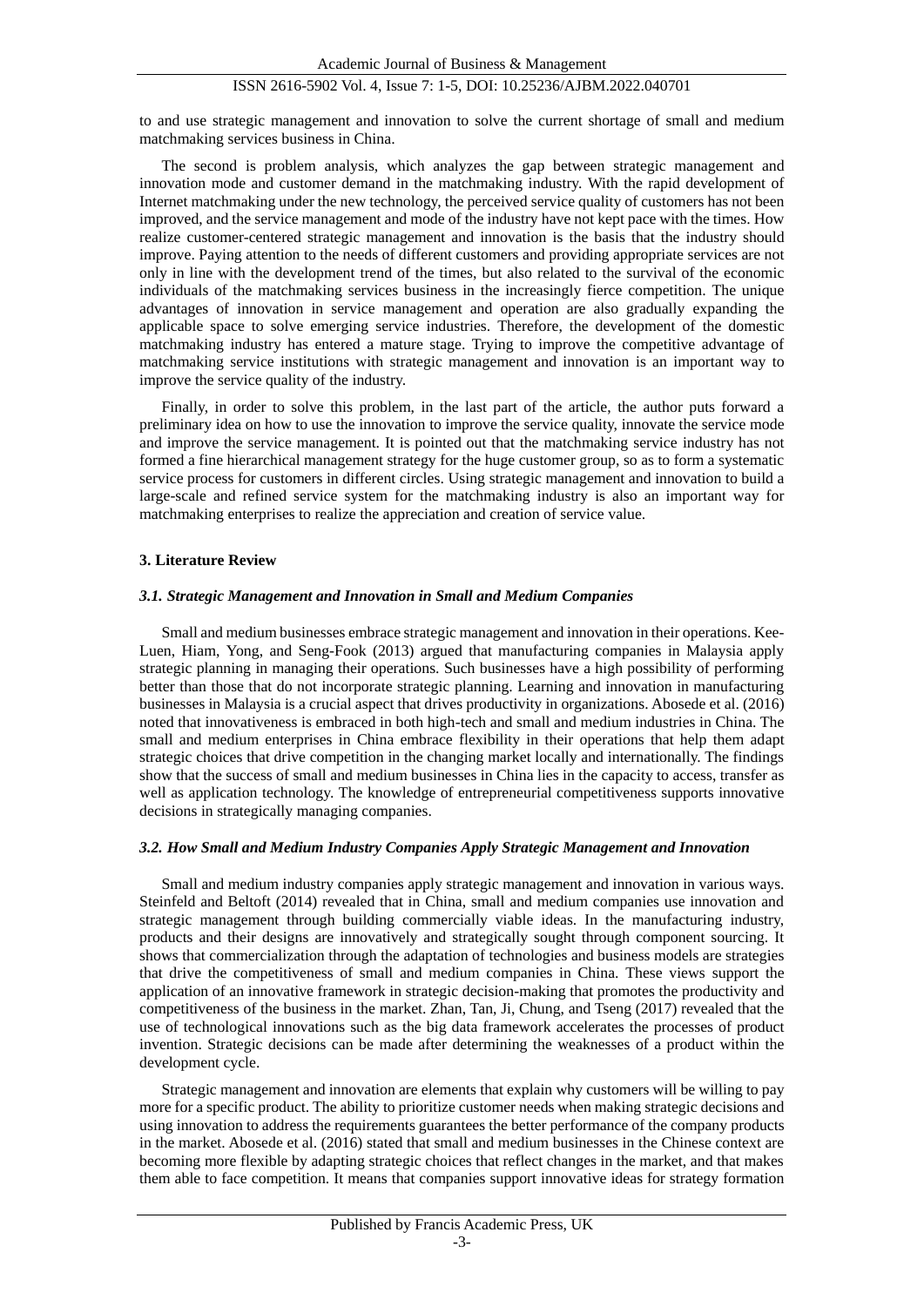to and use strategic management and innovation to solve the current shortage of small and medium matchmaking services business in China.

The second is problem analysis, which analyzes the gap between strategic management and innovation mode and customer demand in the matchmaking industry. With the rapid development of Internet matchmaking under the new technology, the perceived service quality of customers has not been improved, and the service management and mode of the industry have not kept pace with the times. How realize customer-centered strategic management and innovation is the basis that the industry should improve. Paying attention to the needs of different customers and providing appropriate services are not only in line with the development trend of the times, but also related to the survival of the economic individuals of the matchmaking services business in the increasingly fierce competition. The unique advantages of innovation in service management and operation are also gradually expanding the applicable space to solve emerging service industries. Therefore, the development of the domestic matchmaking industry has entered a mature stage. Trying to improve the competitive advantage of matchmaking service institutions with strategic management and innovation is an important way to improve the service quality of the industry.

Finally, in order to solve this problem, in the last part of the article, the author puts forward a preliminary idea on how to use the innovation to improve the service quality, innovate the service mode and improve the service management. It is pointed out that the matchmaking service industry has not formed a fine hierarchical management strategy for the huge customer group, so as to form a systematic service process for customers in different circles. Using strategic management and innovation to build a large-scale and refined service system for the matchmaking industry is also an important way for matchmaking enterprises to realize the appreciation and creation of service value.

## 3. Literature Review

### *3.1. Strategic Management and Innovation in Small and Medium Companies*

Small and medium businesses embrace strategic management and innovation in their operations. Kee-Luen, Hiam, Yong, and Seng-Fook (2013) argued that manufacturing companies in Malaysia apply strategic planning in managing their operations. Such businesses have a high possibility of performing better than those that do not incorporate strategic planning. Learning and innovation in manufacturing businesses in Malaysia is a crucial aspect that drives productivity in organizations. Abosede et al. (2016) noted that innovativeness is embraced in both high-tech and small and medium industries in China. The small and medium enterprises in China embrace flexibility in their operations that help them adapt strategic choices that drive competition in the changing market locally and internationally. The findings show that the success of small and medium businesses in China lies in the capacity to access, transfer as well as application technology. The knowledge of entrepreneurial competitiveness supports innovative decisions in strategically managing companies.

### *3.2. How Small and Medium Industry Companies Apply Strategic Management and Innovation*

Small and medium industry companies apply strategic management and innovation in various ways. Steinfeld and Beltoft (2014) revealed that in China, small and medium companies use innovation and strategic management through building commercially viable ideas. In the manufacturing industry, products and their designs are innovatively and strategically sought through component sourcing. It shows that commercialization through the adaptation of technologies and business models are strategies that drive the competitiveness of small and medium companies in China. These views support the application of an innovative framework in strategic decision-making that promotes the productivity and competitiveness of the business in the market. Zhan, Tan, Ji, Chung, and Tseng (2017) revealed that the use of technological innovations such as the big data framework accelerates the processes of product invention. Strategic decisions can be made after determining the weaknesses of a product within the development cycle.

Strategic management and innovation are elements that explain why customers will be willing to pay more for a specific product. The ability to prioritize customer needs when making strategic decisions and using innovation to address the requirements guarantees the better performance of the company products in the market. Abosede et al. (2016) stated that small and medium businesses in the Chinese context are becoming more flexible by adapting strategic choices that reflect changes in the market, and that makes them able to face competition. It means that companies support innovative ideas for strategy formation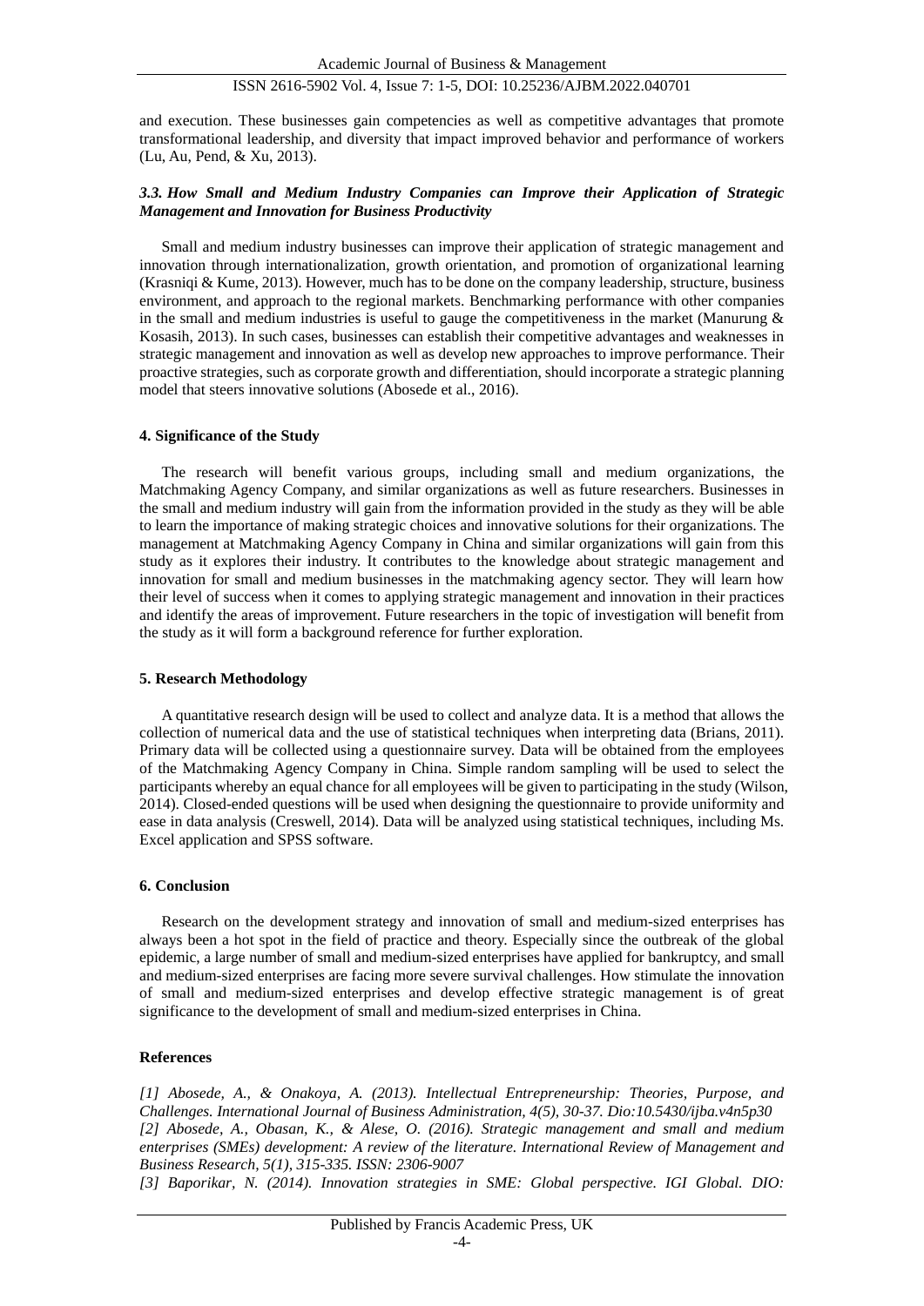and execution. These businesses gain competencies as well as competitive advantages that promote transformational leadership, and diversity that impact improved behavior and performance of workers (Lu, Au, Pend, & Xu, 2013).

### *3.3. How Small and Medium Industry Companies can Improve their Application of Strategic Management and Innovation for Business Productivity*

Small and medium industry businesses can improve their application of strategic management and innovation through internationalization, growth orientation, and promotion of organizational learning (Krasniqi & Kume, 2013). However, much has to be done on the company leadership, structure, business environment, and approach to the regional markets. Benchmarking performance with other companies in the small and medium industries is useful to gauge the competitiveness in the market (Manurung & Kosasih, 2013). In such cases, businesses can establish their competitive advantages and weaknesses in strategic management and innovation as well as develop new approaches to improve performance. Their proactive strategies, such as corporate growth and differentiation, should incorporate a strategic planning model that steers innovative solutions (Abosede et al., 2016).

## 4. Significance of the Study

The research will benefit various groups, including small and medium organizations, the Matchmaking Agency Company, and similar organizations as well as future researchers. Businesses in the small and medium industry will gain from the information provided in the study as they will be able to learn the importance of making strategic choices and innovative solutions for their organizations. The management at Matchmaking Agency Company in China and similar organizations will gain from this study as it explores their industry. It contributes to the knowledge about strategic management and innovation for small and medium businesses in the matchmaking agency sector. They will learn how their level of success when it comes to applying strategic management and innovation in their practices and identify the areas of improvement. Future researchers in the topic of investigation will benefit from the study as it will form a background reference for further exploration.

## 5. Research Methodology

A quantitative research design will be used to collect and analyze data. It is a method that allows the collection of numerical data and the use of statistical techniques when interpreting data (Brians, 2011). Primary data will be collected using a questionnaire survey. Data will be obtained from the employees of the Matchmaking Agency Company in China. Simple random sampling will be used to select the participants whereby an equal chance for all employees will be given to participating in the study (Wilson, 2014). Closed-ended questions will be used when designing the questionnaire to provide uniformity and ease in data analysis (Creswell, 2014). Data will be analyzed using statistical techniques, including Ms. Excel application and SPSS software.

## 6. Conclusion

Research on the development strategy and innovation of small and medium-sized enterprises has always been a hot spot in the field of practice and theory. Especially since the outbreak of the global epidemic, a large number of small and medium-sized enterprises have applied for bankruptcy, and small and medium-sized enterprises are facing more severe survival challenges. How stimulate the innovation of small and medium-sized enterprises and develop effective strategic management is of great significance to the development of small and medium-sized enterprises in China.

## References

*[1] Abosede, A., & Onakoya, A. (2013). Intellectual Entrepreneurship: Theories, Purpose, and Challenges. International Journal of Business Administration, 4(5), 30-37. Dio:10.5430/ijba.v4n5p30*
*[2] Abosede, A., Obasan, K., & Alese, O. (2016). Strategic management and small and medium enterprises (SMEs) development: A review of the literature. International Review of Management and Business Research, 5(1), 315-335. ISSN: 2306-9007*
*[3] Baporikar, N. (2014). Innovation strategies in SME: Global perspective. IGI Global. DIO:*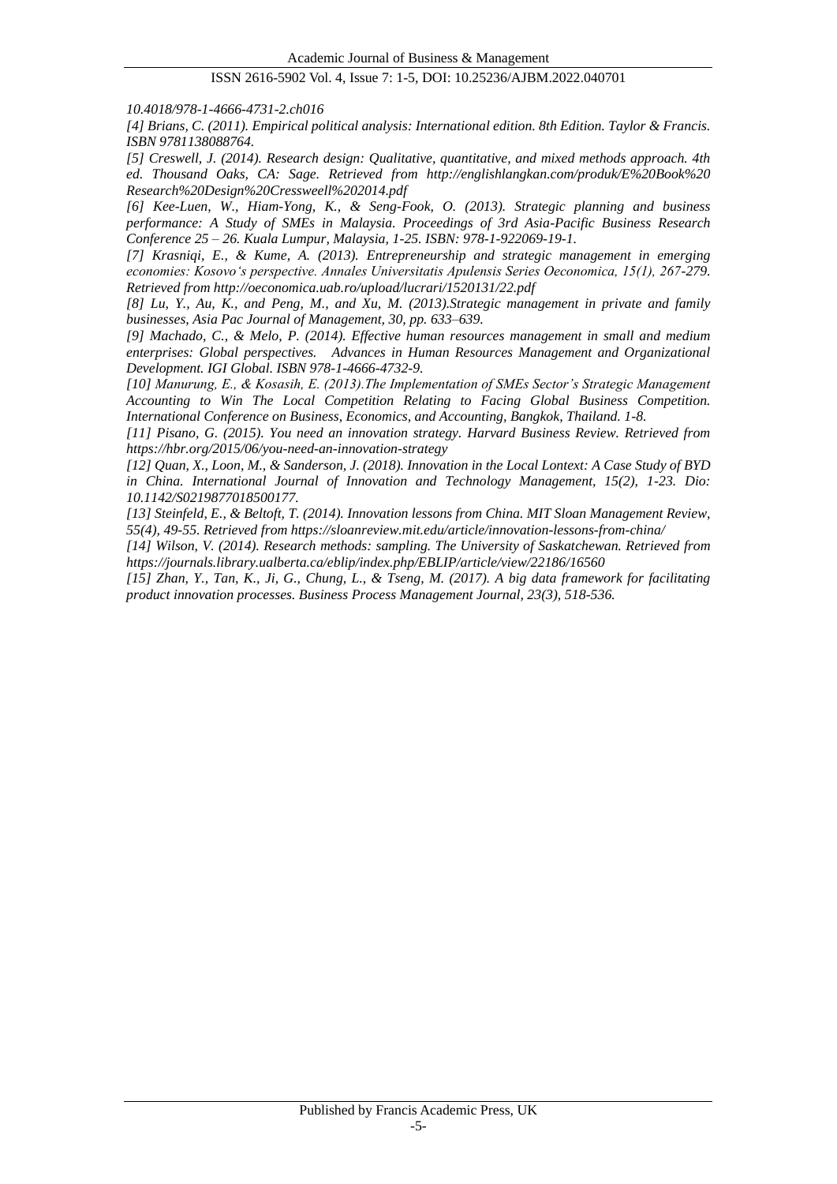*10.4018/978-1-4666-4731-2.ch016*

*[4] Brians, C. (2011). Empirical political analysis: International edition. 8th Edition. Taylor & Francis. ISBN 9781138088764.*

*[5] Creswell, J. (2014). Research design: Qualitative, quantitative, and mixed methods approach. 4th ed. Thousand Oaks, CA: Sage. Retrieved from http://englishlangkan.com/produk/E%20Book%20 Research%20Design%20Cressweell%202014.pdf*

*[6] Kee-Luen, W., Hiam-Yong, K., & Seng-Fook, O. (2013). Strategic planning and business performance: A Study of SMEs in Malaysia. Proceedings of 3rd Asia-Pacific Business Research Conference 25 – 26. Kuala Lumpur, Malaysia, 1-25. ISBN: 978-1-922069-19-1.*

*[7] Krasniqi, E., & Kume, A. (2013). Entrepreneurship and strategic management in emerging economies: Kosovo's perspective. Annales Universitatis Apulensis Series Oeconomica, 15(1), 267-279. Retrieved from http://oeconomica.uab.ro/upload/lucrari/1520131/22.pdf*

*[8] Lu, Y., Au, K., and Peng, M., and Xu, M. (2013).Strategic management in private and family businesses, Asia Pac Journal of Management, 30, pp. 633–639.*

*[9] Machado, C., & Melo, P. (2014). Effective human resources management in small and medium enterprises: Global perspectives. Advances in Human Resources Management and Organizational Development. IGI Global. ISBN 978-1-4666-4732-9.*

*[10] Manurung, E., & Kosasih, E. (2013).The Implementation of SMEs Sector's Strategic Management Accounting to Win The Local Competition Relating to Facing Global Business Competition. International Conference on Business, Economics, and Accounting, Bangkok, Thailand. 1-8.*

*[11] Pisano, G. (2015). You need an innovation strategy. Harvard Business Review. Retrieved from https://hbr.org/2015/06/you-need-an-innovation-strategy*

*[12] Quan, X., Loon, M., & Sanderson, J. (2018). Innovation in the Local Lontext: A Case Study of BYD in China. International Journal of Innovation and Technology Management, 15(2), 1-23. Dio: 10.1142/S0219877018500177.*

*[13] Steinfeld, E., & Beltoft, T. (2014). Innovation lessons from China. MIT Sloan Management Review, 55(4), 49-55. Retrieved from https://sloanreview.mit.edu/article/innovation-lessons-from-china/*

*[14] Wilson, V. (2014). Research methods: sampling. The University of Saskatchewan. Retrieved from https://journals.library.ualberta.ca/eblip/index.php/EBLIP/article/view/22186/16560*

*[15] Zhan, Y., Tan, K., Ji, G., Chung, L., & Tseng, M. (2017). A big data framework for facilitating product innovation processes. Business Process Management Journal, 23(3), 518-536.*